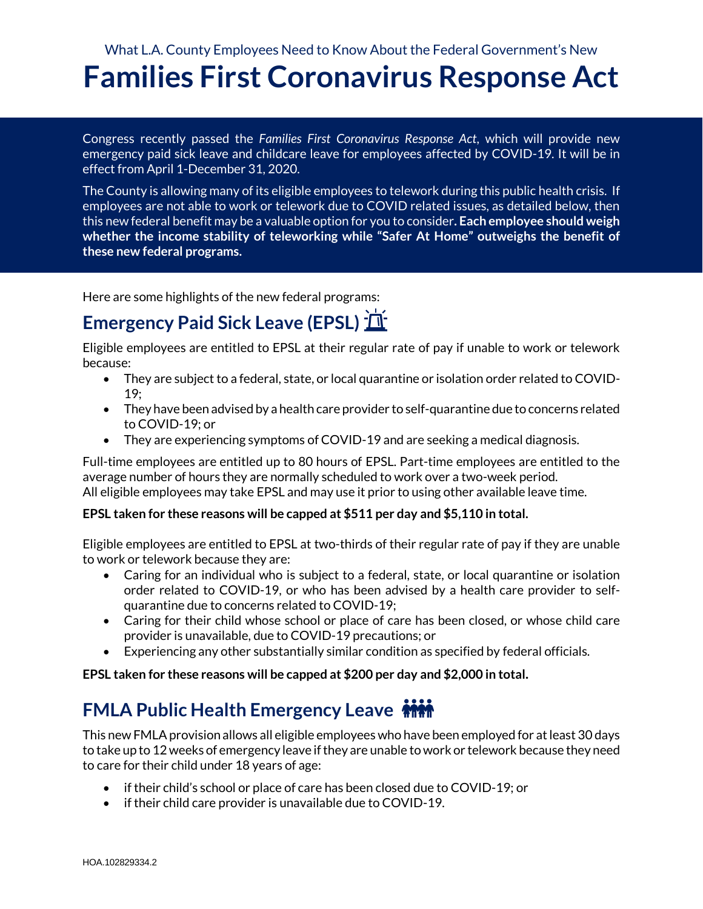What L.A. County Employees Need to Know About the Federal Government's New

# Families First Coronavirus Response Act

Congress recently passed the *Families First Coronavirus Response Act*, which will provide new emergency paid sick leave and childcare leave for employees affected by COVID-19. It will be in effect from April 1-December 31, 2020.

The County is allowing many of its eligible employees to telework during this public health crisis. If employees are not able to work or telework due to COVID related issues, as detailed below, then this new federal benefit may be a valuable option for you to consider**. Each employee should weigh whether the income stability of teleworking while "Safer At Home" outweighs the benefit of these new federal programs.**

Here are some highlights of the new federal programs:

## Emergency Paid Sick Leave (EPSL)

Eligible employees are entitled to EPSL at their regular rate of pay if unable to work or telework because:

- They are subject to a federal, state, or local quarantine or isolation order related to COVID-19;
- They have been advised by a health care provider to self-quarantine due to concerns related to COVID-19; or
- They are experiencing symptoms of COVID-19 and are seeking a medical diagnosis.

Full-time employees are entitled up to 80 hours of EPSL. Part-time employees are entitled to the average number of hours they are normally scheduled to work over a two-week period.
All eligible employees may take EPSL and may use it prior to using other available leave time.

**EPSL taken for these reasons will be capped at $511 per day and $5,110 in total.**

Eligible employees are entitled to EPSL at two-thirds of their regular rate of pay if they are unable to work or telework because they are:

- Caring for an individual who is subject to a federal, state, or local quarantine or isolation order related to COVID-19, or who has been advised by a health care provider to self-quarantine due to concerns related to COVID-19;
- Caring for their child whose school or place of care has been closed, or whose child care provider is unavailable, due to COVID-19 precautions; or
- Experiencing any other substantially similar condition as specified by federal officials.

**EPSL taken for these reasons will be capped at $200 per day and $2,000 in total.**

## FMLA Public Health Emergency Leave

This new FMLA provision allows all eligible employees who have been employed for at least 30 days to take up to 12 weeks of emergency leave if they are unable to work or telework because they need to care for their child under 18 years of age:

- if their child's school or place of care has been closed due to COVID-19; or
- if their child care provider is unavailable due to COVID-19.

HOA.102829334.2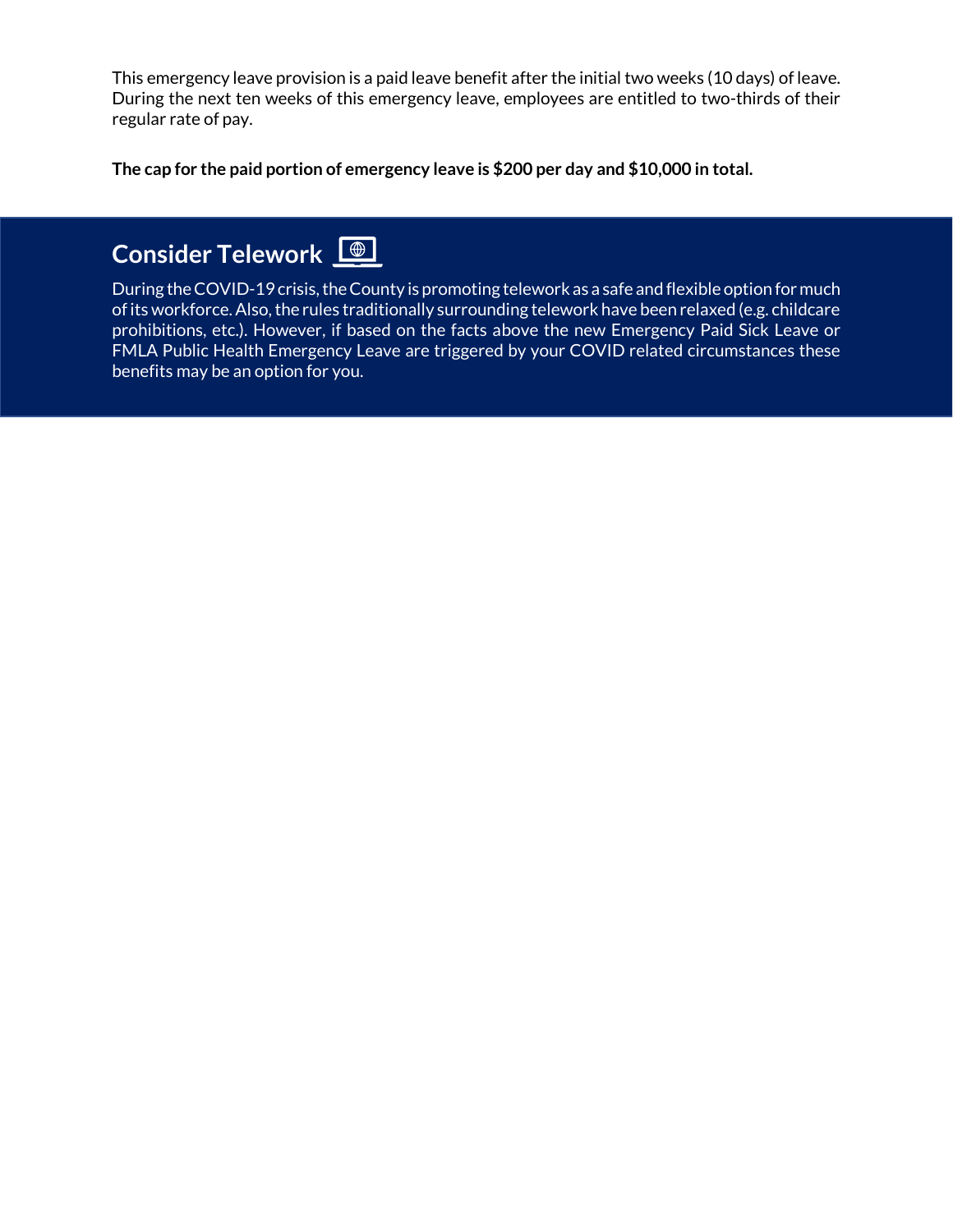This emergency leave provision is a paid leave benefit after the initial two weeks (10 days) of leave. During the next ten weeks of this emergency leave, employees are entitled to two-thirds of their regular rate of pay.

**The cap for the paid portion of emergency leave is $200 per day and $10,000 in total.**

## Consider Telework

During the COVID-19 crisis, the County is promoting telework as a safe and flexible option for much of its workforce. Also, the rules traditionally surrounding telework have been relaxed (e.g. childcare prohibitions, etc.). However, if based on the facts above the new Emergency Paid Sick Leave or FMLA Public Health Emergency Leave are triggered by your COVID related circumstances these benefits may be an option for you.